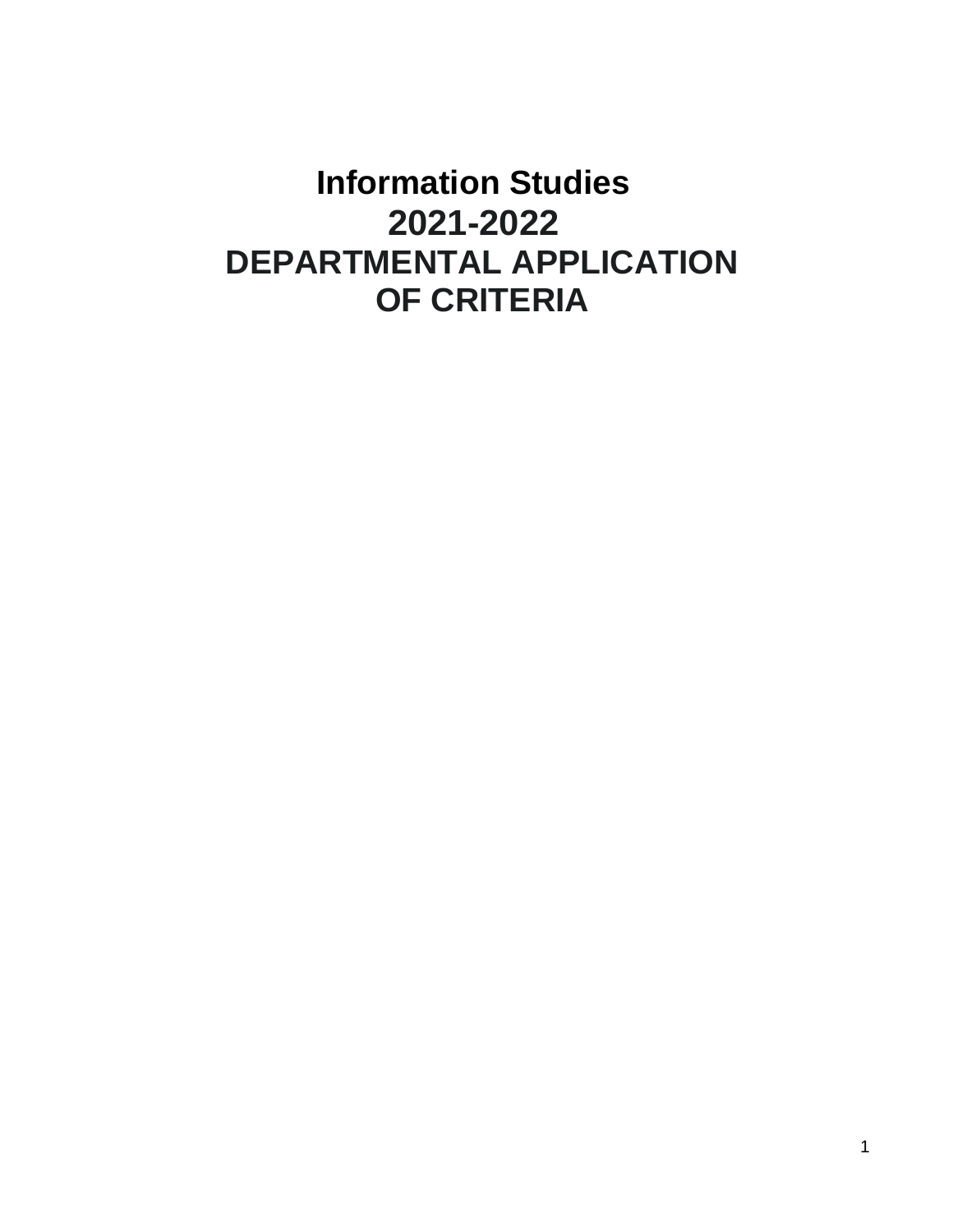# Information Studies
# 2021-2022
# DEPARTMENTAL APPLICATION OF CRITERIA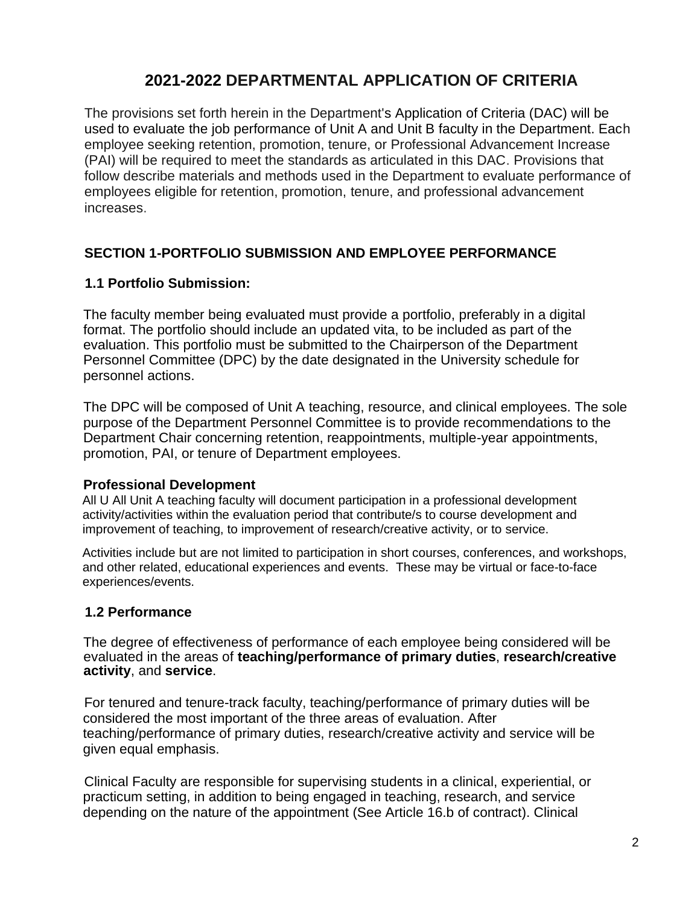# 2021-2022 DEPARTMENTAL APPLICATION OF CRITERIA

The provisions set forth herein in the Department's Application of Criteria (DAC) will be used to evaluate the job performance of Unit A and Unit B faculty in the Department. Each employee seeking retention, promotion, tenure, or Professional Advancement Increase (PAI) will be required to meet the standards as articulated in this DAC. Provisions that follow describe materials and methods used in the Department to evaluate performance of employees eligible for retention, promotion, tenure, and professional advancement increases.

## SECTION 1-PORTFOLIO SUBMISSION AND EMPLOYEE PERFORMANCE

### 1.1 Portfolio Submission:

The faculty member being evaluated must provide a portfolio, preferably in a digital format. The portfolio should include an updated vita, to be included as part of the evaluation. This portfolio must be submitted to the Chairperson of the Department Personnel Committee (DPC) by the date designated in the University schedule for personnel actions.

The DPC will be composed of Unit A teaching, resource, and clinical employees. The sole purpose of the Department Personnel Committee is to provide recommendations to the Department Chair concerning retention, reappointments, multiple-year appointments, promotion, PAI, or tenure of Department employees.

**Professional Development**

All U All Unit A teaching faculty will document participation in a professional development activity/activities within the evaluation period that contribute/s to course development and improvement of teaching, to improvement of research/creative activity, or to service.

Activities include but are not limited to participation in short courses, conferences, and workshops, and other related, educational experiences and events. These may be virtual or face-to-face experiences/events.

### 1.2 Performance

The degree of effectiveness of performance of each employee being considered will be evaluated in the areas of **teaching/performance of primary duties**, **research/creative activity**, and **service**.

For tenured and tenure-track faculty, teaching/performance of primary duties will be considered the most important of the three areas of evaluation. After teaching/performance of primary duties, research/creative activity and service will be given equal emphasis.

Clinical Faculty are responsible for supervising students in a clinical, experiential, or practicum setting, in addition to being engaged in teaching, research, and service depending on the nature of the appointment (See Article 16.b of contract). Clinical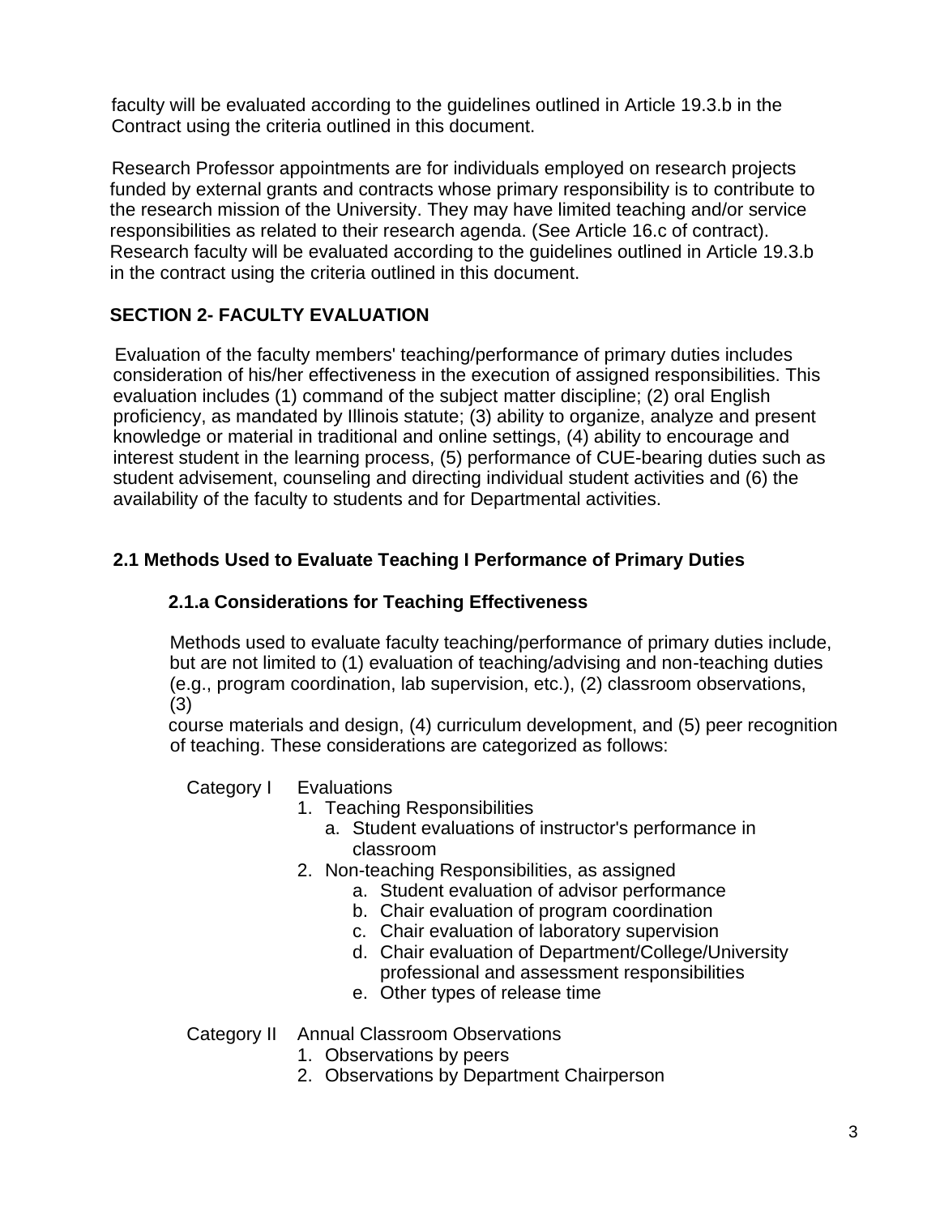faculty will be evaluated according to the guidelines outlined in Article 19.3.b in the Contract using the criteria outlined in this document.

Research Professor appointments are for individuals employed on research projects funded by external grants and contracts whose primary responsibility is to contribute to the research mission of the University. They may have limited teaching and/or service responsibilities as related to their research agenda. (See Article 16.c of contract). Research faculty will be evaluated according to the guidelines outlined in Article 19.3.b in the contract using the criteria outlined in this document.

## SECTION 2- FACULTY EVALUATION

Evaluation of the faculty members' teaching/performance of primary duties includes consideration of his/her effectiveness in the execution of assigned responsibilities. This evaluation includes (1) command of the subject matter discipline; (2) oral English proficiency, as mandated by Illinois statute; (3) ability to organize, analyze and present knowledge or material in traditional and online settings, (4) ability to encourage and interest student in the learning process, (5) performance of CUE-bearing duties such as student advisement, counseling and directing individual student activities and (6) the availability of the faculty to students and for Departmental activities.

### 2.1 Methods Used to Evaluate Teaching I Performance of Primary Duties

#### 2.1.a Considerations for Teaching Effectiveness

Methods used to evaluate faculty teaching/performance of primary duties include, but are not limited to (1) evaluation of teaching/advising and non-teaching duties (e.g., program coordination, lab supervision, etc.), (2) classroom observations, (3) course materials and design, (4) curriculum development, and (5) peer recognition of teaching. These considerations are categorized as follows:

Category I Evaluations

1. Teaching Responsibilities
   a. Student evaluations of instructor's performance in classroom
2. Non-teaching Responsibilities, as assigned
   a. Student evaluation of advisor performance
   b. Chair evaluation of program coordination
   c. Chair evaluation of laboratory supervision
   d. Chair evaluation of Department/College/University professional and assessment responsibilities
   e. Other types of release time

Category II Annual Classroom Observations

1. Observations by peers
2. Observations by Department Chairperson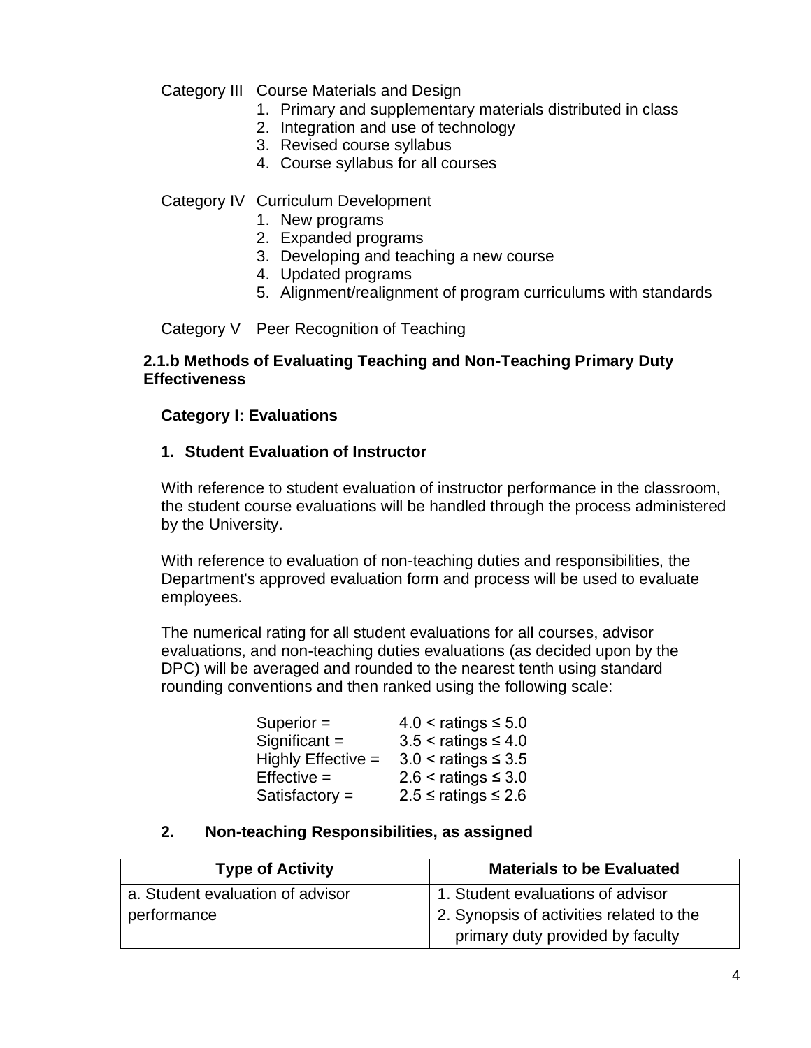Category III Course Materials and Design

1. Primary and supplementary materials distributed in class
2. Integration and use of technology
3. Revised course syllabus
4. Course syllabus for all courses

Category IV Curriculum Development

1. New programs
2. Expanded programs
3. Developing and teaching a new course
4. Updated programs
5. Alignment/realignment of program curriculums with standards

Category V Peer Recognition of Teaching

**2.1.b Methods of Evaluating Teaching and Non-Teaching Primary Duty Effectiveness**

**Category I: Evaluations**

**1. Student Evaluation of Instructor**

With reference to student evaluation of instructor performance in the classroom, the student course evaluations will be handled through the process administered by the University.

With reference to evaluation of non-teaching duties and responsibilities, the Department's approved evaluation form and process will be used to evaluate employees.

The numerical rating for all student evaluations for all courses, advisor evaluations, and non-teaching duties evaluations (as decided upon by the DPC) will be averaged and rounded to the nearest tenth using standard rounding conventions and then ranked using the following scale:

Superior = $4.0 <$ ratings $\leq 5.0$
Significant = $3.5 <$ ratings $\leq 4.0$
Highly Effective = $3.0 <$ ratings $\leq 3.5$
Effective = $2.6 <$ ratings $\leq 3.0$
Satisfactory = $2.5 \leq$ ratings $\leq 2.6$

**2. Non-teaching Responsibilities, as assigned**

| Type of Activity | Materials to be Evaluated |
| --- | --- |
| a. Student evaluation of advisor performance | 1. Student evaluations of advisor<br>2. Synopsis of activities related to the primary duty provided by faculty |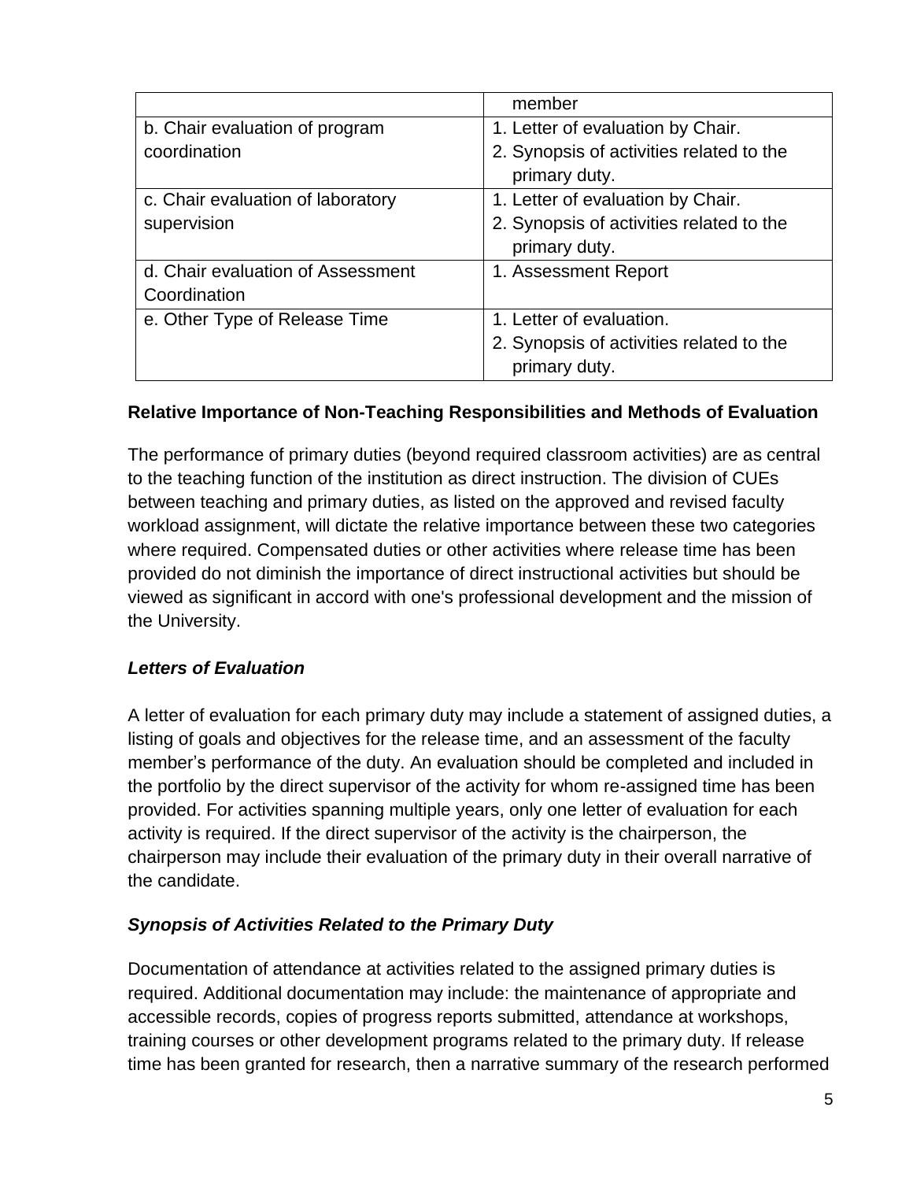| | |
|---|---|
| | member |
| b. Chair evaluation of program coordination | 1. Letter of evaluation by Chair.<br>2. Synopsis of activities related to the primary duty. |
| c. Chair evaluation of laboratory supervision | 1. Letter of evaluation by Chair.<br>2. Synopsis of activities related to the primary duty. |
| d. Chair evaluation of Assessment Coordination | 1. Assessment Report |
| e. Other Type of Release Time | 1. Letter of evaluation.<br>2. Synopsis of activities related to the primary duty. |

**Relative Importance of Non-Teaching Responsibilities and Methods of Evaluation**

The performance of primary duties (beyond required classroom activities) are as central to the teaching function of the institution as direct instruction. The division of CUEs between teaching and primary duties, as listed on the approved and revised faculty workload assignment, will dictate the relative importance between these two categories where required. Compensated duties or other activities where release time has been provided do not diminish the importance of direct instructional activities but should be viewed as significant in accord with one's professional development and the mission of the University.

***Letters of Evaluation***

A letter of evaluation for each primary duty may include a statement of assigned duties, a listing of goals and objectives for the release time, and an assessment of the faculty member's performance of the duty. An evaluation should be completed and included in the portfolio by the direct supervisor of the activity for whom re-assigned time has been provided. For activities spanning multiple years, only one letter of evaluation for each activity is required. If the direct supervisor of the activity is the chairperson, the chairperson may include their evaluation of the primary duty in their overall narrative of the candidate.

***Synopsis of Activities Related to the Primary Duty***

Documentation of attendance at activities related to the assigned primary duties is required. Additional documentation may include: the maintenance of appropriate and accessible records, copies of progress reports submitted, attendance at workshops, training courses or other development programs related to the primary duty. If release time has been granted for research, then a narrative summary of the research performed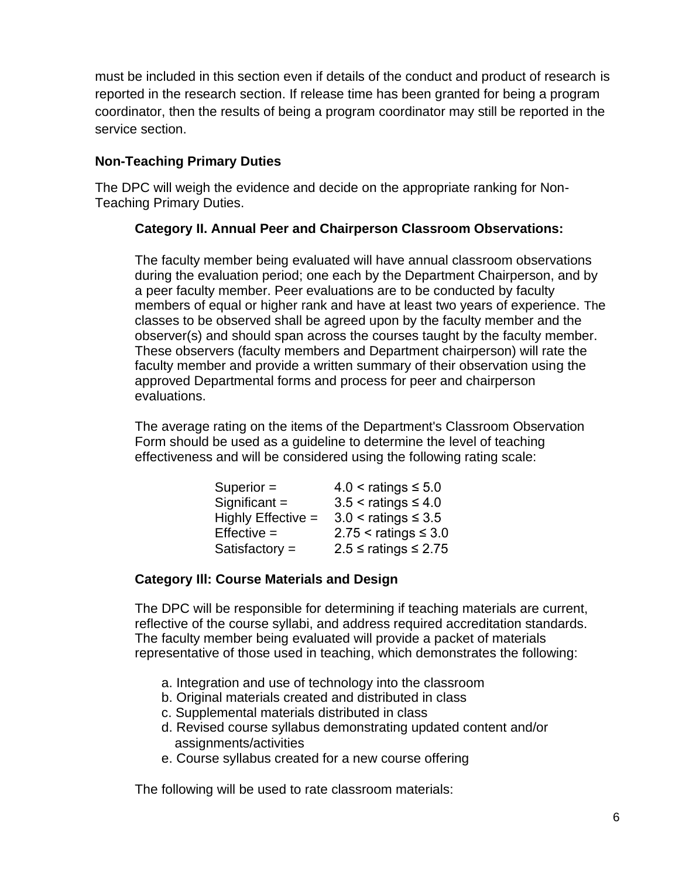must be included in this section even if details of the conduct and product of research is reported in the research section. If release time has been granted for being a program coordinator, then the results of being a program coordinator may still be reported in the service section.

**Non-Teaching Primary Duties**

The DPC will weigh the evidence and decide on the appropriate ranking for Non-Teaching Primary Duties.

**Category II. Annual Peer and Chairperson Classroom Observations:**

The faculty member being evaluated will have annual classroom observations during the evaluation period; one each by the Department Chairperson, and by a peer faculty member. Peer evaluations are to be conducted by faculty members of equal or higher rank and have at least two years of experience. The classes to be observed shall be agreed upon by the faculty member and the observer(s) and should span across the courses taught by the faculty member. These observers (faculty members and Department chairperson) will rate the faculty member and provide a written summary of their observation using the approved Departmental forms and process for peer and chairperson evaluations.

The average rating on the items of the Department's Classroom Observation Form should be used as a guideline to determine the level of teaching effectiveness and will be considered using the following rating scale:

| | |
|---|---|
| Superior = | $4.0 <$ ratings $\leq 5.0$ |
| Significant = | $3.5 <$ ratings $\leq 4.0$ |
| Highly Effective = | $3.0 <$ ratings $\leq 3.5$ |
| Effective = | $2.75 <$ ratings $\leq 3.0$ |
| Satisfactory = | $2.5 \leq$ ratings $\leq 2.75$ |

**Category Ill: Course Materials and Design**

The DPC will be responsible for determining if teaching materials are current, reflective of the course syllabi, and address required accreditation standards. The faculty member being evaluated will provide a packet of materials representative of those used in teaching, which demonstrates the following:

a. Integration and use of technology into the classroom
b. Original materials created and distributed in class
c. Supplemental materials distributed in class
d. Revised course syllabus demonstrating updated content and/or assignments/activities
e. Course syllabus created for a new course offering

The following will be used to rate classroom materials: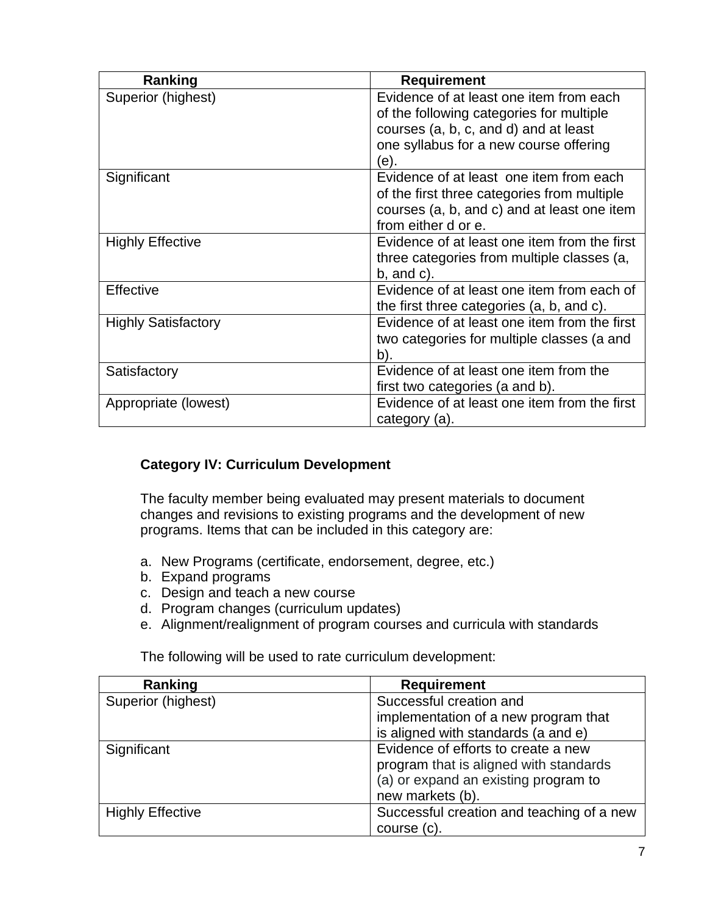| Ranking | Requirement |
|---|---|
| Superior (highest) | Evidence of at least one item from each of the following categories for multiple courses (a, b, c, and d) and at least one syllabus for a new course offering (e). |
| Significant | Evidence of at least one item from each of the first three categories from multiple courses (a, b, and c) and at least one item from either d or e. |
| Highly Effective | Evidence of at least one item from the first three categories from multiple classes (a, b, and c). |
| Effective | Evidence of at least one item from each of the first three categories (a, b, and c). |
| Highly Satisfactory | Evidence of at least one item from the first two categories for multiple classes (a and b). |
| Satisfactory | Evidence of at least one item from the first two categories (a and b). |
| Appropriate (lowest) | Evidence of at least one item from the first category (a). |

### Category IV: Curriculum Development

The faculty member being evaluated may present materials to document changes and revisions to existing programs and the development of new programs. Items that can be included in this category are:

a. New Programs (certificate, endorsement, degree, etc.)
b. Expand programs
c. Design and teach a new course
d. Program changes (curriculum updates)
e. Alignment/realignment of program courses and curricula with standards

The following will be used to rate curriculum development:

| Ranking | Requirement |
|---|---|
| Superior (highest) | Successful creation and implementation of a new program that is aligned with standards (a and e) |
| Significant | Evidence of efforts to create a new program that is aligned with standards (a) or expand an existing program to new markets (b). |
| Highly Effective | Successful creation and teaching of a new course (c). |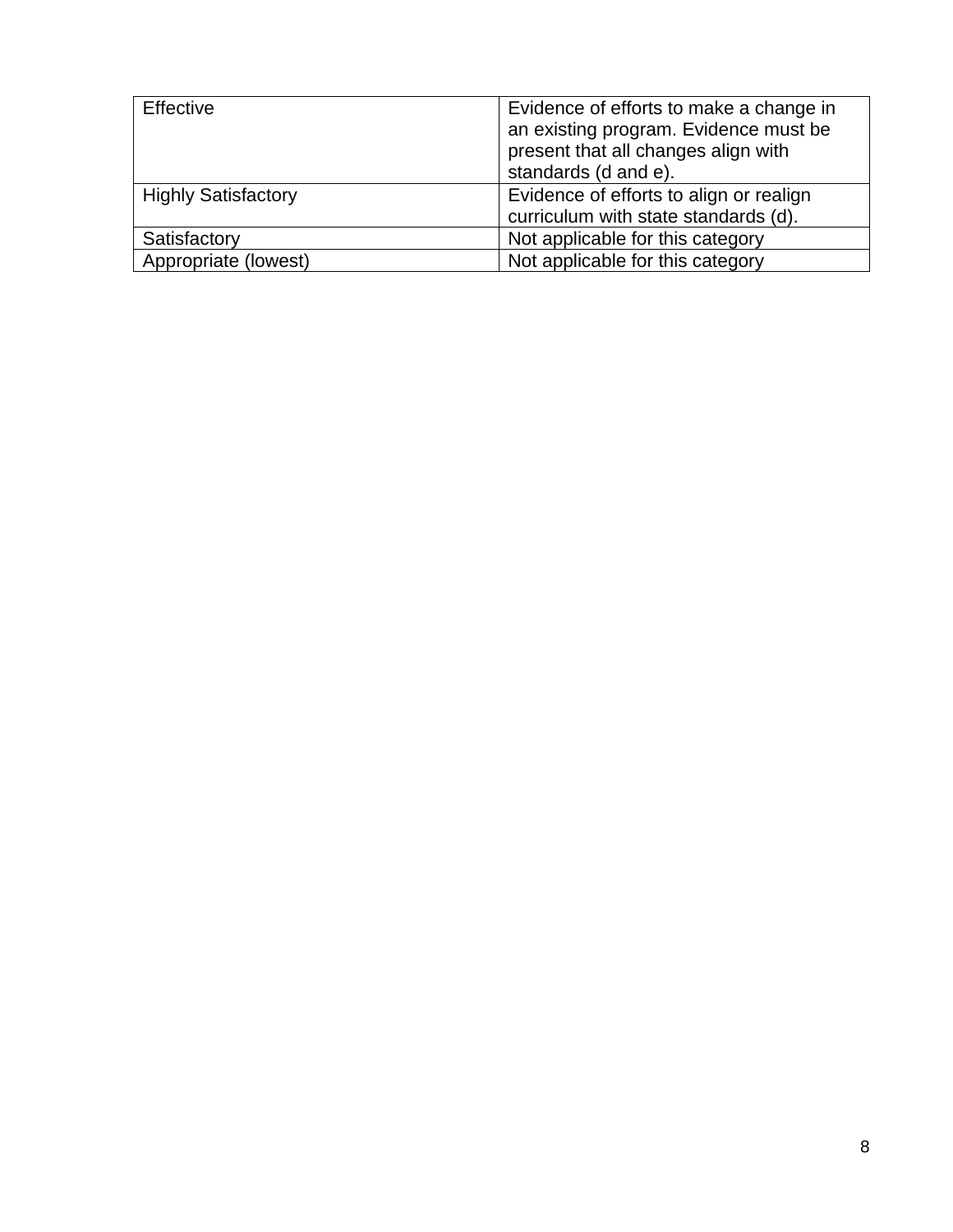| Effective | Evidence of efforts to make a change in an existing program. Evidence must be present that all changes align with standards (d and e). |
| --- | --- |
| Highly Satisfactory | Evidence of efforts to align or realign curriculum with state standards (d). |
| Satisfactory | Not applicable for this category |
| Appropriate (lowest) | Not applicable for this category |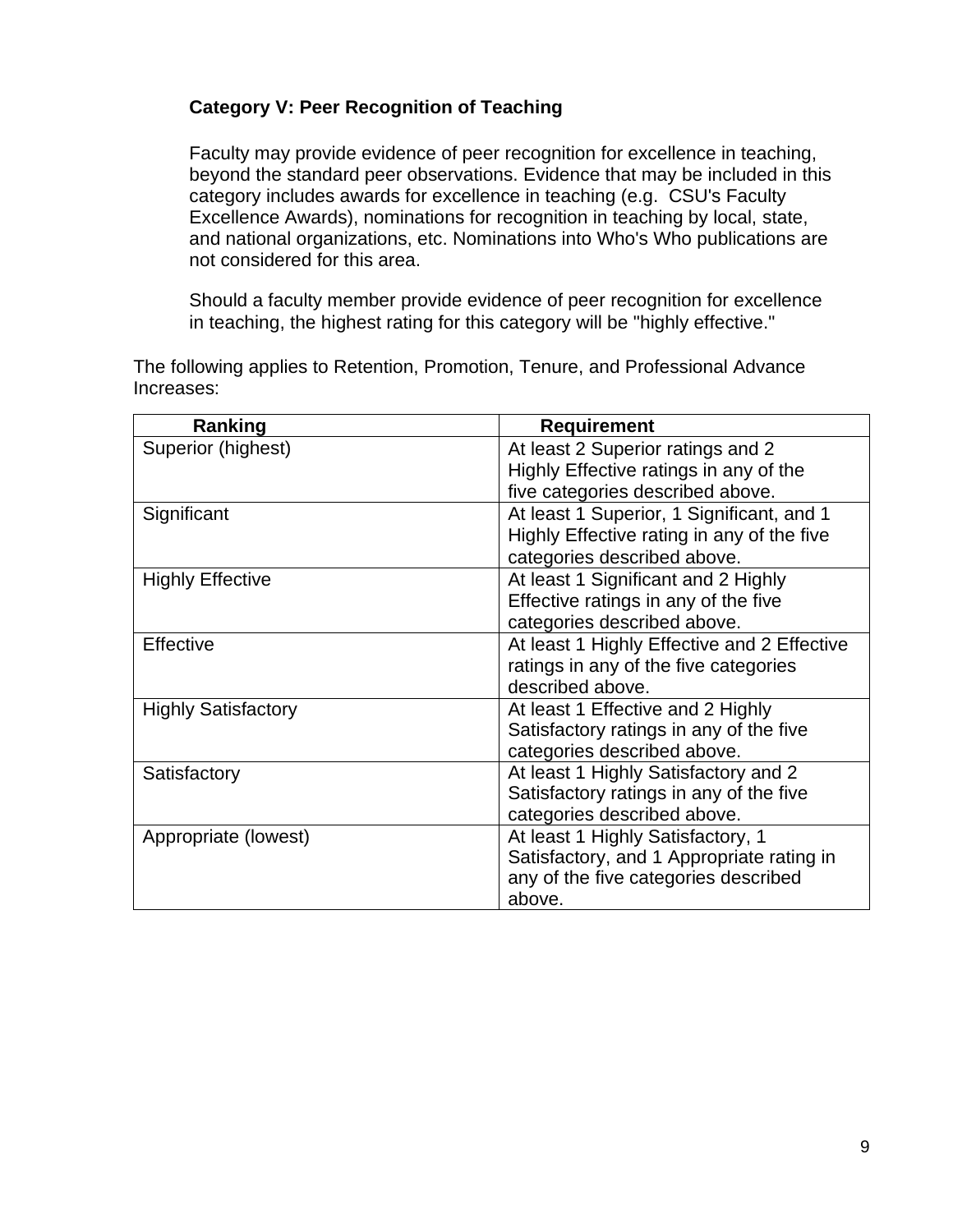### Category V: Peer Recognition of Teaching

Faculty may provide evidence of peer recognition for excellence in teaching, beyond the standard peer observations. Evidence that may be included in this category includes awards for excellence in teaching (e.g. CSU's Faculty Excellence Awards), nominations for recognition in teaching by local, state, and national organizations, etc. Nominations into Who's Who publications are not considered for this area.

Should a faculty member provide evidence of peer recognition for excellence in teaching, the highest rating for this category will be "highly effective."

The following applies to Retention, Promotion, Tenure, and Professional Advance Increases:

| Ranking | Requirement |
|---|---|
| Superior (highest) | At least 2 Superior ratings and 2 Highly Effective ratings in any of the five categories described above. |
| Significant | At least 1 Superior, 1 Significant, and 1 Highly Effective rating in any of the five categories described above. |
| Highly Effective | At least 1 Significant and 2 Highly Effective ratings in any of the five categories described above. |
| Effective | At least 1 Highly Effective and 2 Effective ratings in any of the five categories described above. |
| Highly Satisfactory | At least 1 Effective and 2 Highly Satisfactory ratings in any of the five categories described above. |
| Satisfactory | At least 1 Highly Satisfactory and 2 Satisfactory ratings in any of the five categories described above. |
| Appropriate (lowest) | At least 1 Highly Satisfactory, 1 Satisfactory, and 1 Appropriate rating in any of the five categories described above. |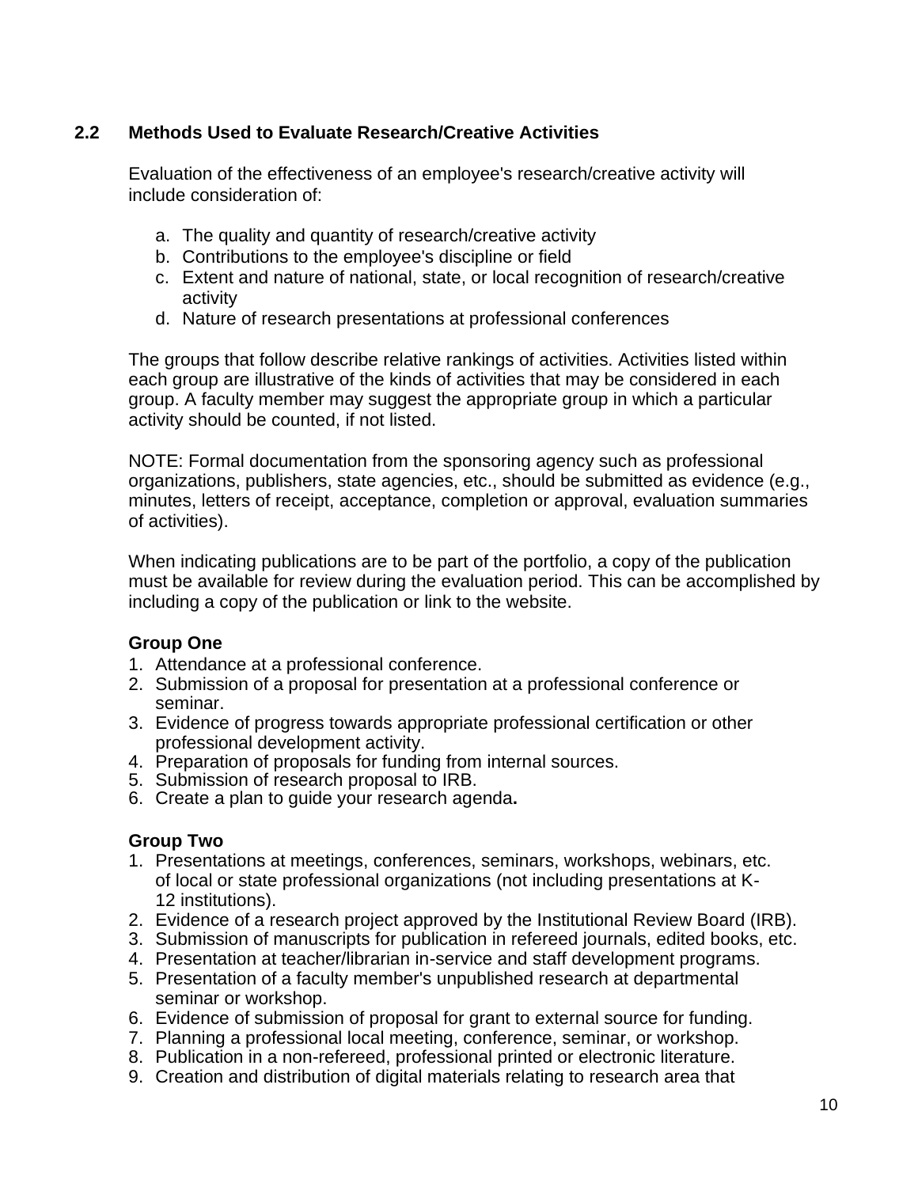## 2.2 Methods Used to Evaluate Research/Creative Activities

Evaluation of the effectiveness of an employee's research/creative activity will include consideration of:

a. The quality and quantity of research/creative activity
b. Contributions to the employee's discipline or field
c. Extent and nature of national, state, or local recognition of research/creative activity
d. Nature of research presentations at professional conferences

The groups that follow describe relative rankings of activities. Activities listed within each group are illustrative of the kinds of activities that may be considered in each group. A faculty member may suggest the appropriate group in which a particular activity should be counted, if not listed.

NOTE: Formal documentation from the sponsoring agency such as professional organizations, publishers, state agencies, etc., should be submitted as evidence (e.g., minutes, letters of receipt, acceptance, completion or approval, evaluation summaries of activities).

When indicating publications are to be part of the portfolio, a copy of the publication must be available for review during the evaluation period. This can be accomplished by including a copy of the publication or link to the website.

**Group One**

1. Attendance at a professional conference.
2. Submission of a proposal for presentation at a professional conference or seminar.
3. Evidence of progress towards appropriate professional certification or other professional development activity.
4. Preparation of proposals for funding from internal sources.
5. Submission of research proposal to IRB.
6. Create a plan to guide your research agenda**.**

**Group Two**

1. Presentations at meetings, conferences, seminars, workshops, webinars, etc. of local or state professional organizations (not including presentations at K-12 institutions).
2. Evidence of a research project approved by the Institutional Review Board (IRB).
3. Submission of manuscripts for publication in refereed journals, edited books, etc.
4. Presentation at teacher/librarian in-service and staff development programs.
5. Presentation of a faculty member's unpublished research at departmental seminar or workshop.
6. Evidence of submission of proposal for grant to external source for funding.
7. Planning a professional local meeting, conference, seminar, or workshop.
8. Publication in a non-refereed, professional printed or electronic literature.
9. Creation and distribution of digital materials relating to research area that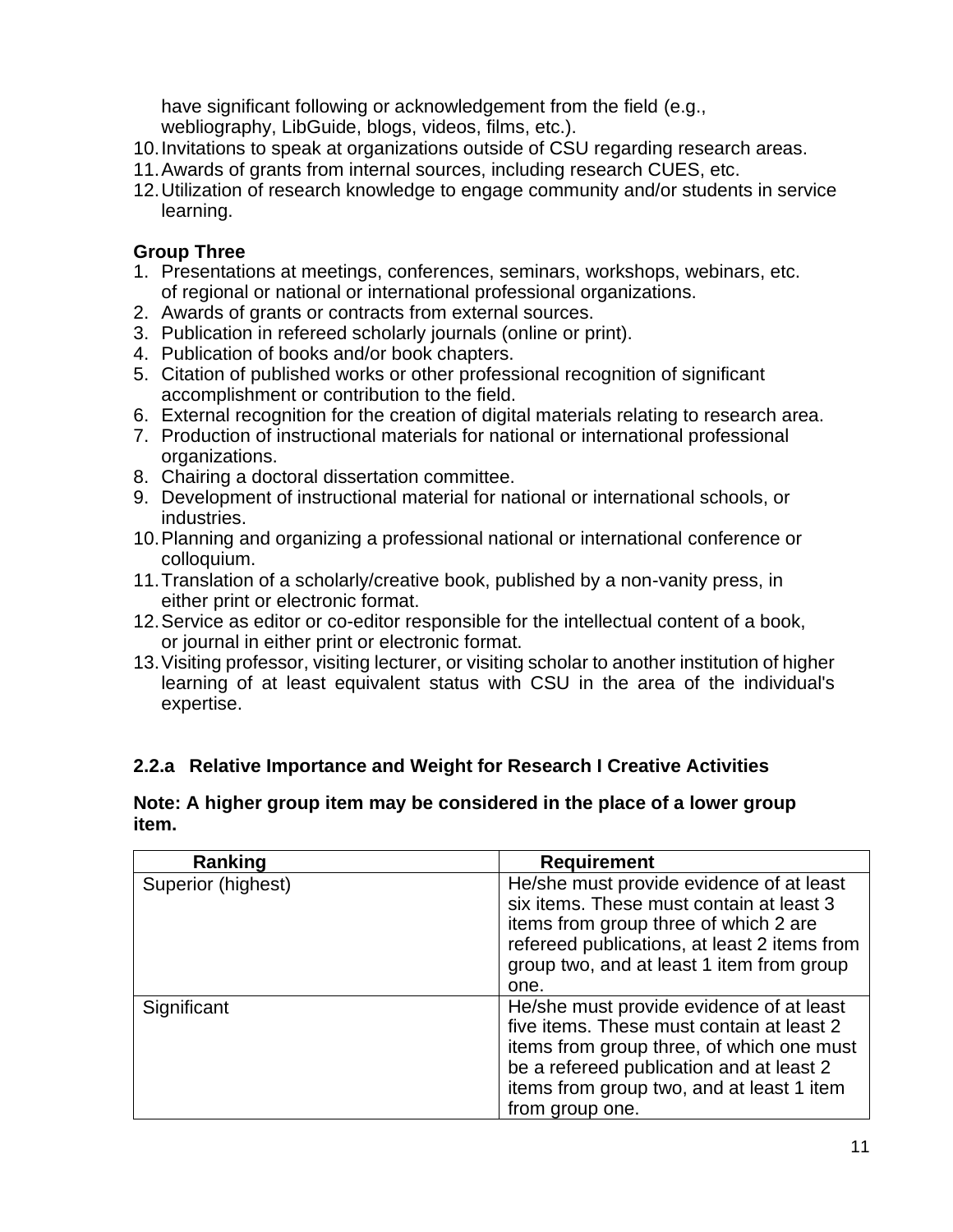have significant following or acknowledgement from the field (e.g., webliography, LibGuide, blogs, videos, films, etc.).

10. Invitations to speak at organizations outside of CSU regarding research areas.
11. Awards of grants from internal sources, including research CUES, etc.
12. Utilization of research knowledge to engage community and/or students in service learning.

**Group Three**

1. Presentations at meetings, conferences, seminars, workshops, webinars, etc. of regional or national or international professional organizations.
2. Awards of grants or contracts from external sources.
3. Publication in refereed scholarly journals (online or print).
4. Publication of books and/or book chapters.
5. Citation of published works or other professional recognition of significant accomplishment or contribution to the field.
6. External recognition for the creation of digital materials relating to research area.
7. Production of instructional materials for national or international professional organizations.
8. Chairing a doctoral dissertation committee.
9. Development of instructional material for national or international schools, or industries.
10. Planning and organizing a professional national or international conference or colloquium.
11. Translation of a scholarly/creative book, published by a non-vanity press, in either print or electronic format.
12. Service as editor or co-editor responsible for the intellectual content of a book, or journal in either print or electronic format.
13. Visiting professor, visiting lecturer, or visiting scholar to another institution of higher learning of at least equivalent status with CSU in the area of the individual's expertise.

### 2.2.a Relative Importance and Weight for Research I Creative Activities

**Note: A higher group item may be considered in the place of a lower group item.**

| Ranking | Requirement |
|---|---|
| Superior (highest) | He/she must provide evidence of at least six items. These must contain at least 3 items from group three of which 2 are refereed publications, at least 2 items from group two, and at least 1 item from group one. |
| Significant | He/she must provide evidence of at least five items. These must contain at least 2 items from group three, of which one must be a refereed publication and at least 2 items from group two, and at least 1 item from group one. |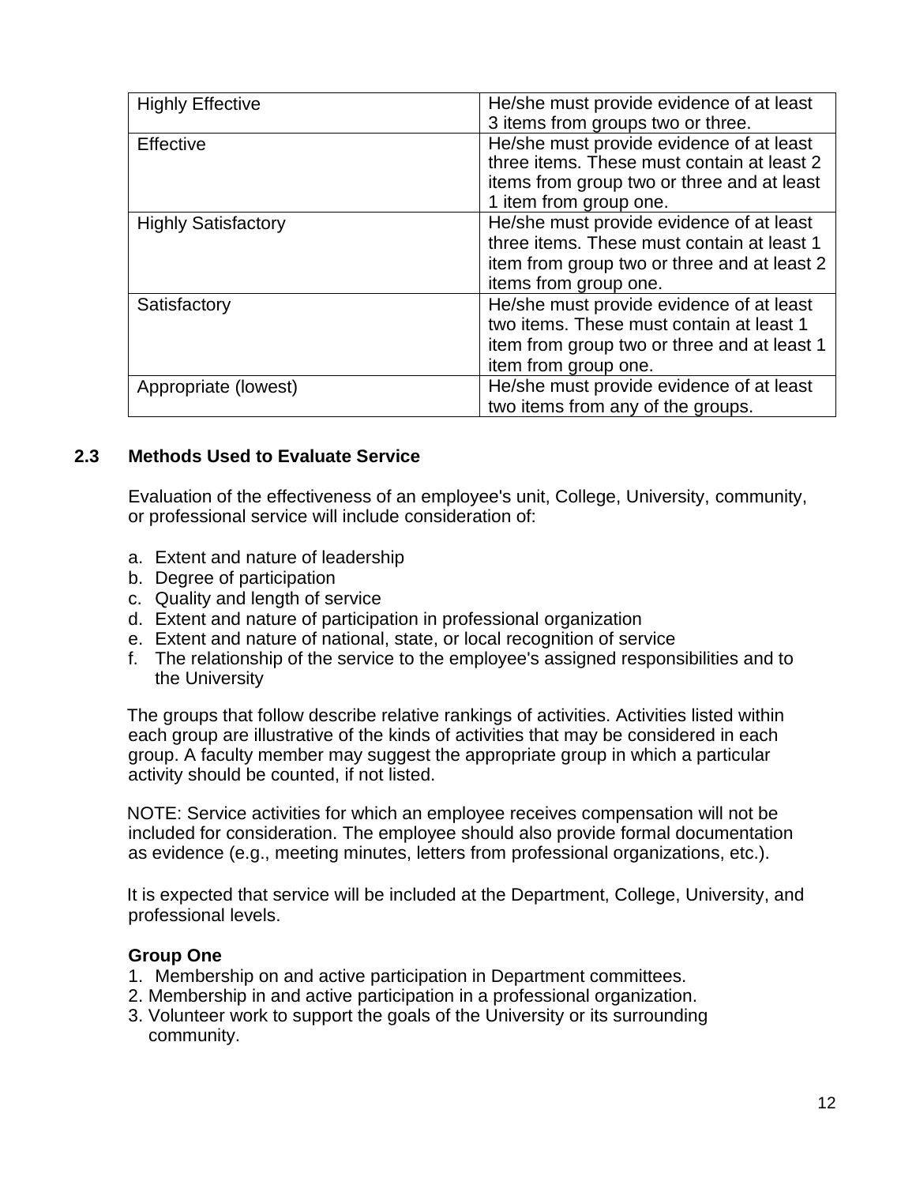| Highly Effective | He/she must provide evidence of at least 3 items from groups two or three. |
|---|---|
| Effective | He/she must provide evidence of at least three items. These must contain at least 2 items from group two or three and at least 1 item from group one. |
| Highly Satisfactory | He/she must provide evidence of at least three items. These must contain at least 1 item from group two or three and at least 2 items from group one. |
| Satisfactory | He/she must provide evidence of at least two items. These must contain at least 1 item from group two or three and at least 1 item from group one. |
| Appropriate (lowest) | He/she must provide evidence of at least two items from any of the groups. |

## 2.3 Methods Used to Evaluate Service

Evaluation of the effectiveness of an employee's unit, College, University, community, or professional service will include consideration of:

a. Extent and nature of leadership
b. Degree of participation
c. Quality and length of service
d. Extent and nature of participation in professional organization
e. Extent and nature of national, state, or local recognition of service
f. The relationship of the service to the employee's assigned responsibilities and to the University

The groups that follow describe relative rankings of activities. Activities listed within each group are illustrative of the kinds of activities that may be considered in each group. A faculty member may suggest the appropriate group in which a particular activity should be counted, if not listed.

NOTE: Service activities for which an employee receives compensation will not be included for consideration. The employee should also provide formal documentation as evidence (e.g., meeting minutes, letters from professional organizations, etc.).

It is expected that service will be included at the Department, College, University, and professional levels.

**Group One**

1. Membership on and active participation in Department committees.
2. Membership in and active participation in a professional organization.
3. Volunteer work to support the goals of the University or its surrounding community.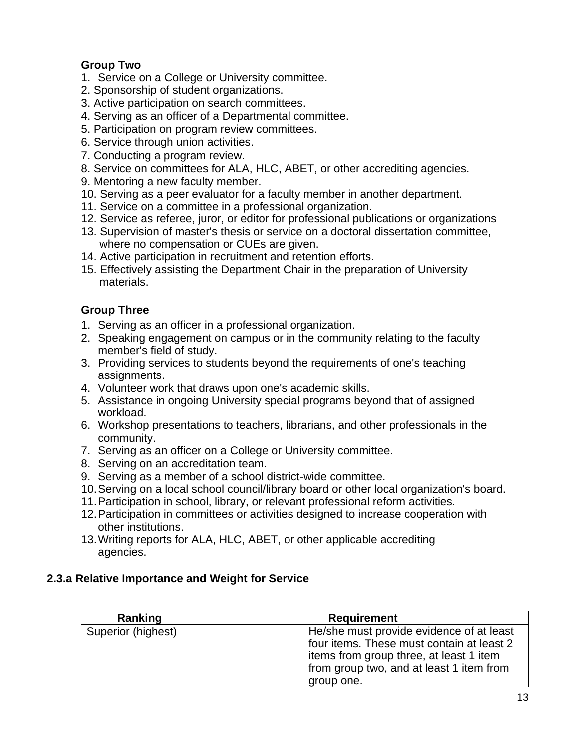**Group Two**

1. Service on a College or University committee.
2. Sponsorship of student organizations.
3. Active participation on search committees.
4. Serving as an officer of a Departmental committee.
5. Participation on program review committees.
6. Service through union activities.
7. Conducting a program review.
8. Service on committees for ALA, HLC, ABET, or other accrediting agencies.
9. Mentoring a new faculty member.
10. Serving as a peer evaluator for a faculty member in another department.
11. Service on a committee in a professional organization.
12. Service as referee, juror, or editor for professional publications or organizations
13. Supervision of master's thesis or service on a doctoral dissertation committee, where no compensation or CUEs are given.
14. Active participation in recruitment and retention efforts.
15. Effectively assisting the Department Chair in the preparation of University materials.

**Group Three**

1. Serving as an officer in a professional organization.
2. Speaking engagement on campus or in the community relating to the faculty member's field of study.
3. Providing services to students beyond the requirements of one's teaching assignments.
4. Volunteer work that draws upon one's academic skills.
5. Assistance in ongoing University special programs beyond that of assigned workload.
6. Workshop presentations to teachers, librarians, and other professionals in the community.
7. Serving as an officer on a College or University committee.
8. Serving on an accreditation team.
9. Serving as a member of a school district-wide committee.
10. Serving on a local school council/library board or other local organization's board.
11. Participation in school, library, or relevant professional reform activities.
12. Participation in committees or activities designed to increase cooperation with other institutions.
13. Writing reports for ALA, HLC, ABET, or other applicable accrediting agencies.

### 2.3.a Relative Importance and Weight for Service

| Ranking | Requirement |
|---|---|
| Superior (highest) | He/she must provide evidence of at least four items. These must contain at least 2 items from group three, at least 1 item from group two, and at least 1 item from group one. |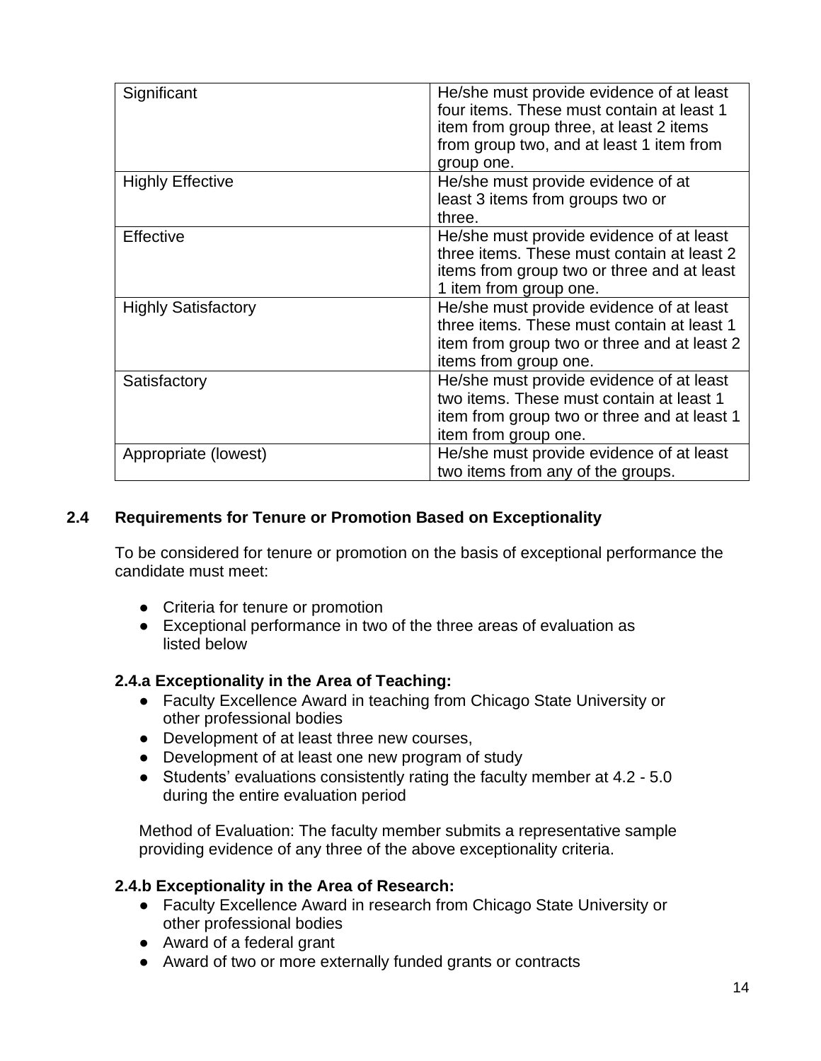| Significant | He/she must provide evidence of at least four items. These must contain at least 1 item from group three, at least 2 items from group two, and at least 1 item from group one. |
|---|---|
| Highly Effective | He/she must provide evidence of at least 3 items from groups two or three. |
| Effective | He/she must provide evidence of at least three items. These must contain at least 2 items from group two or three and at least 1 item from group one. |
| Highly Satisfactory | He/she must provide evidence of at least three items. These must contain at least 1 item from group two or three and at least 2 items from group one. |
| Satisfactory | He/she must provide evidence of at least two items. These must contain at least 1 item from group two or three and at least 1 item from group one. |
| Appropriate (lowest) | He/she must provide evidence of at least two items from any of the groups. |

### 2.4 Requirements for Tenure or Promotion Based on Exceptionality

To be considered for tenure or promotion on the basis of exceptional performance the candidate must meet:

- Criteria for tenure or promotion
- Exceptional performance in two of the three areas of evaluation as listed below

#### 2.4.a Exceptionality in the Area of Teaching:

- Faculty Excellence Award in teaching from Chicago State University or other professional bodies
- Development of at least three new courses,
- Development of at least one new program of study
- Students' evaluations consistently rating the faculty member at 4.2 - 5.0 during the entire evaluation period

Method of Evaluation: The faculty member submits a representative sample providing evidence of any three of the above exceptionality criteria.

#### 2.4.b Exceptionality in the Area of Research:

- Faculty Excellence Award in research from Chicago State University or other professional bodies
- Award of a federal grant
- Award of two or more externally funded grants or contracts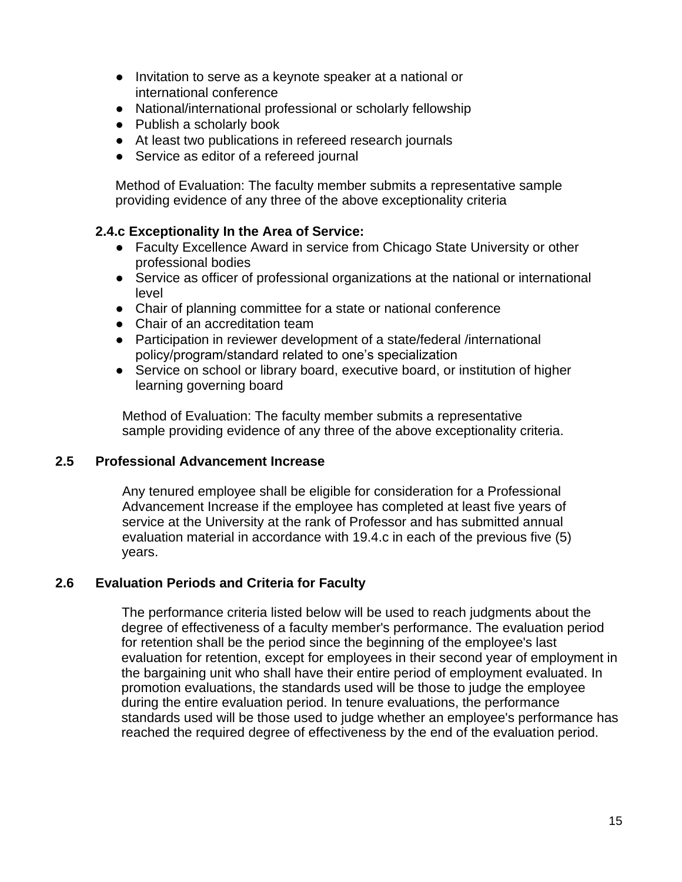- Invitation to serve as a keynote speaker at a national or international conference
- National/international professional or scholarly fellowship
- Publish a scholarly book
- At least two publications in refereed research journals
- Service as editor of a refereed journal

Method of Evaluation: The faculty member submits a representative sample providing evidence of any three of the above exceptionality criteria

**2.4.c Exceptionality In the Area of Service:**

- Faculty Excellence Award in service from Chicago State University or other professional bodies
- Service as officer of professional organizations at the national or international level
- Chair of planning committee for a state or national conference
- Chair of an accreditation team
- Participation in reviewer development of a state/federal /international policy/program/standard related to one's specialization
- Service on school or library board, executive board, or institution of higher learning governing board

Method of Evaluation: The faculty member submits a representative sample providing evidence of any three of the above exceptionality criteria.

### 2.5 Professional Advancement Increase

Any tenured employee shall be eligible for consideration for a Professional Advancement Increase if the employee has completed at least five years of service at the University at the rank of Professor and has submitted annual evaluation material in accordance with 19.4.c in each of the previous five (5) years.

### 2.6 Evaluation Periods and Criteria for Faculty

The performance criteria listed below will be used to reach judgments about the degree of effectiveness of a faculty member's performance. The evaluation period for retention shall be the period since the beginning of the employee's last evaluation for retention, except for employees in their second year of employment in the bargaining unit who shall have their entire period of employment evaluated. In promotion evaluations, the standards used will be those to judge the employee during the entire evaluation period. In tenure evaluations, the performance standards used will be those used to judge whether an employee's performance has reached the required degree of effectiveness by the end of the evaluation period.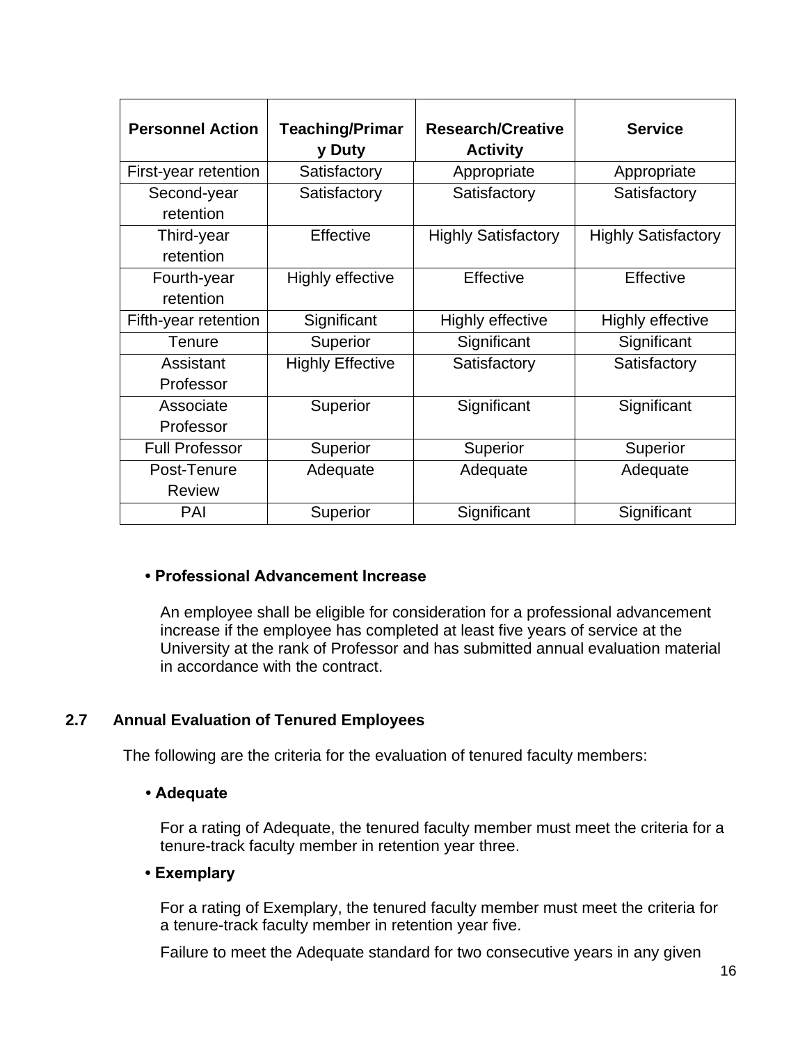| Personnel Action | Teaching/Primary Duty | Research/Creative Activity | Service |
|---|---|---|---|
| First-year retention | Satisfactory | Appropriate | Appropriate |
| Second-year retention | Satisfactory | Satisfactory | Satisfactory |
| Third-year retention | Effective | Highly Satisfactory | Highly Satisfactory |
| Fourth-year retention | Highly effective | Effective | Effective |
| Fifth-year retention | Significant | Highly effective | Highly effective |
| Tenure | Superior | Significant | Significant |
| Assistant Professor | Highly Effective | Satisfactory | Satisfactory |
| Associate Professor | Superior | Significant | Significant |
| Full Professor | Superior | Superior | Superior |
| Post-Tenure Review | Adequate | Adequate | Adequate |
| PAI | Superior | Significant | Significant |

- **Professional Advancement Increase**

  An employee shall be eligible for consideration for a professional advancement increase if the employee has completed at least five years of service at the University at the rank of Professor and has submitted annual evaluation material in accordance with the contract.

## 2.7 Annual Evaluation of Tenured Employees

The following are the criteria for the evaluation of tenured faculty members:

- **Adequate**

  For a rating of Adequate, the tenured faculty member must meet the criteria for a tenure-track faculty member in retention year three.

- **Exemplary**

  For a rating of Exemplary, the tenured faculty member must meet the criteria for a tenure-track faculty member in retention year five.

  Failure to meet the Adequate standard for two consecutive years in any given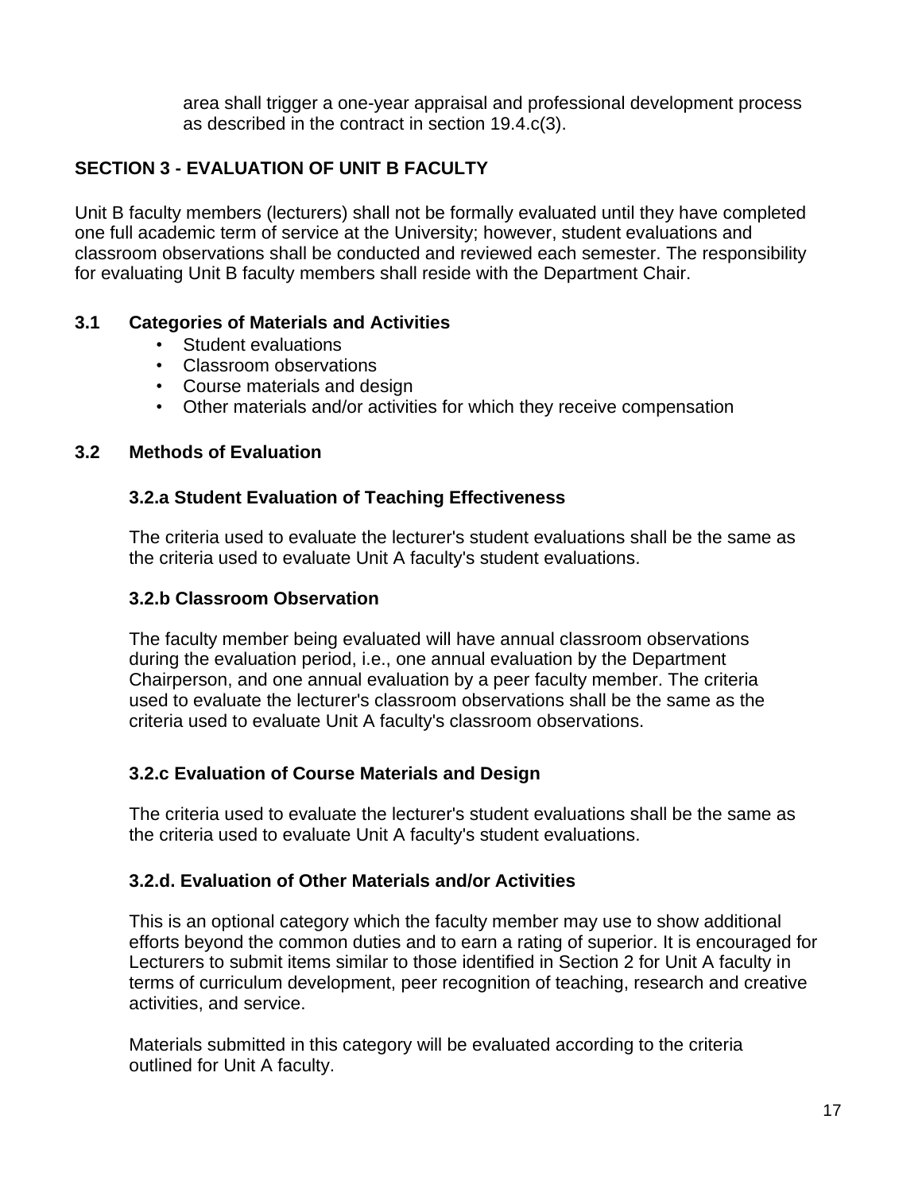area shall trigger a one-year appraisal and professional development process as described in the contract in section 19.4.c(3).

## SECTION 3 - EVALUATION OF UNIT B FACULTY

Unit B faculty members (lecturers) shall not be formally evaluated until they have completed one full academic term of service at the University; however, student evaluations and classroom observations shall be conducted and reviewed each semester. The responsibility for evaluating Unit B faculty members shall reside with the Department Chair.

### 3.1 Categories of Materials and Activities

- Student evaluations
- Classroom observations
- Course materials and design
- Other materials and/or activities for which they receive compensation

### 3.2 Methods of Evaluation

#### 3.2.a Student Evaluation of Teaching Effectiveness

The criteria used to evaluate the lecturer's student evaluations shall be the same as the criteria used to evaluate Unit A faculty's student evaluations.

#### 3.2.b Classroom Observation

The faculty member being evaluated will have annual classroom observations during the evaluation period, i.e., one annual evaluation by the Department Chairperson, and one annual evaluation by a peer faculty member. The criteria used to evaluate the lecturer's classroom observations shall be the same as the criteria used to evaluate Unit A faculty's classroom observations.

#### 3.2.c Evaluation of Course Materials and Design

The criteria used to evaluate the lecturer's student evaluations shall be the same as the criteria used to evaluate Unit A faculty's student evaluations.

#### 3.2.d. Evaluation of Other Materials and/or Activities

This is an optional category which the faculty member may use to show additional efforts beyond the common duties and to earn a rating of superior. It is encouraged for Lecturers to submit items similar to those identified in Section 2 for Unit A faculty in terms of curriculum development, peer recognition of teaching, research and creative activities, and service.

Materials submitted in this category will be evaluated according to the criteria outlined for Unit A faculty.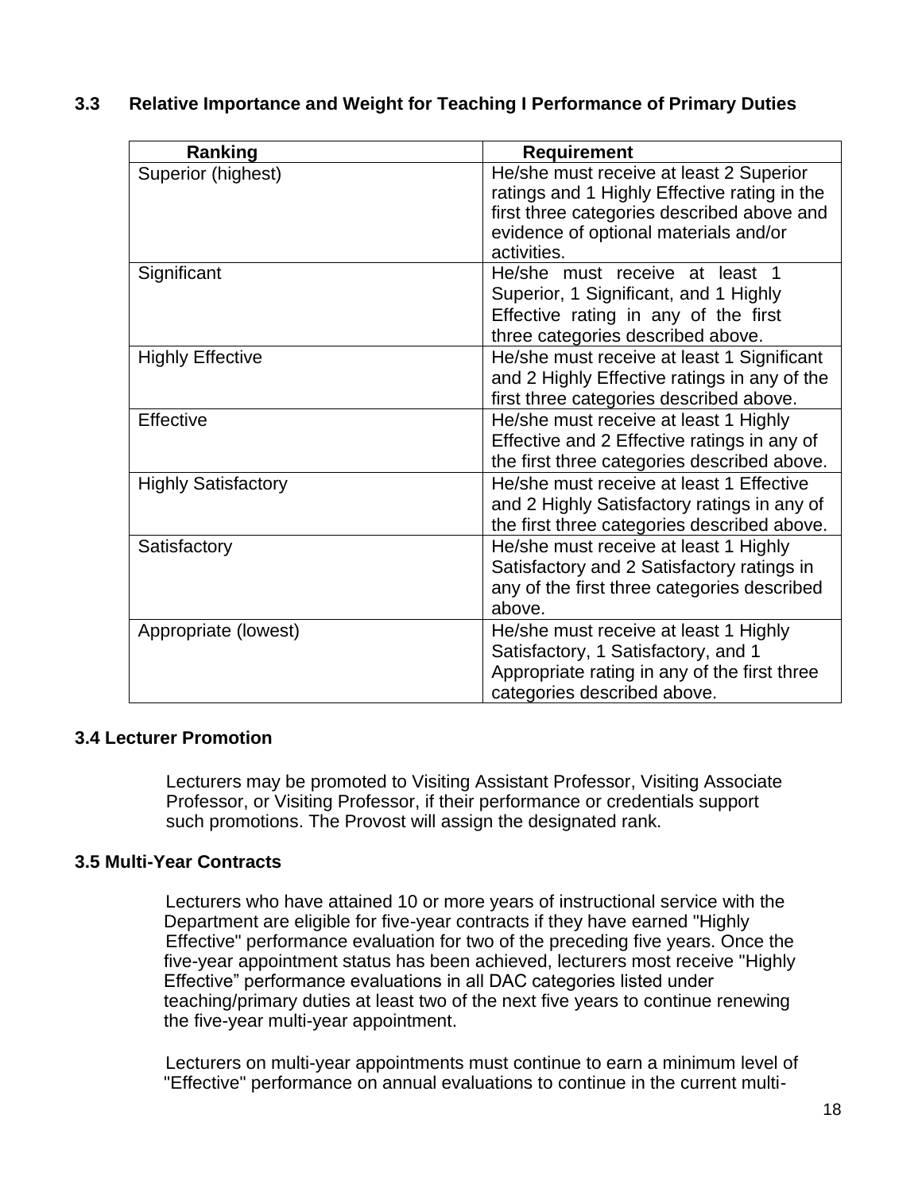### 3.3 Relative Importance and Weight for Teaching I Performance of Primary Duties

| Ranking | Requirement |
|---|---|
| Superior (highest) | He/she must receive at least 2 Superior ratings and 1 Highly Effective rating in the first three categories described above and evidence of optional materials and/or activities. |
| Significant | He/she must receive at least 1 Superior, 1 Significant, and 1 Highly Effective rating in any of the first three categories described above. |
| Highly Effective | He/she must receive at least 1 Significant and 2 Highly Effective ratings in any of the first three categories described above. |
| Effective | He/she must receive at least 1 Highly Effective and 2 Effective ratings in any of the first three categories described above. |
| Highly Satisfactory | He/she must receive at least 1 Effective and 2 Highly Satisfactory ratings in any of the first three categories described above. |
| Satisfactory | He/she must receive at least 1 Highly Satisfactory and 2 Satisfactory ratings in any of the first three categories described above. |
| Appropriate (lowest) | He/she must receive at least 1 Highly Satisfactory, 1 Satisfactory, and 1 Appropriate rating in any of the first three categories described above. |

### 3.4 Lecturer Promotion

Lecturers may be promoted to Visiting Assistant Professor, Visiting Associate Professor, or Visiting Professor, if their performance or credentials support such promotions. The Provost will assign the designated rank.

### 3.5 Multi-Year Contracts

Lecturers who have attained 10 or more years of instructional service with the Department are eligible for five-year contracts if they have earned "Highly Effective" performance evaluation for two of the preceding five years. Once the five-year appointment status has been achieved, lecturers most receive "Highly Effective" performance evaluations in all DAC categories listed under teaching/primary duties at least two of the next five years to continue renewing the five-year multi-year appointment.

Lecturers on multi-year appointments must continue to earn a minimum level of "Effective" performance on annual evaluations to continue in the current multi-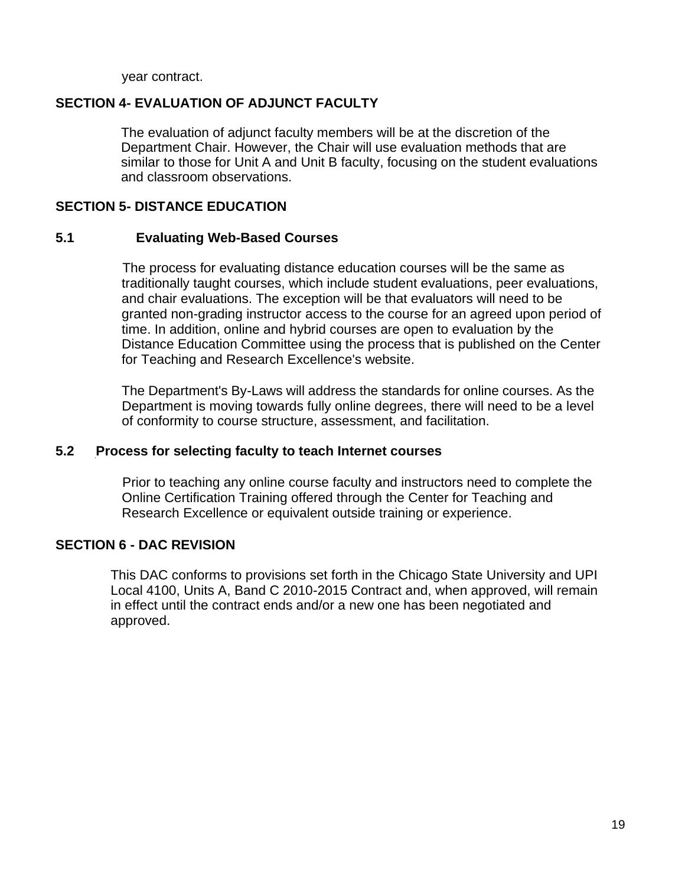year contract.

## SECTION 4- EVALUATION OF ADJUNCT FACULTY

The evaluation of adjunct faculty members will be at the discretion of the Department Chair. However, the Chair will use evaluation methods that are similar to those for Unit A and Unit B faculty, focusing on the student evaluations and classroom observations.

## SECTION 5- DISTANCE EDUCATION

### 5.1 Evaluating Web-Based Courses

The process for evaluating distance education courses will be the same as traditionally taught courses, which include student evaluations, peer evaluations, and chair evaluations. The exception will be that evaluators will need to be granted non-grading instructor access to the course for an agreed upon period of time. In addition, online and hybrid courses are open to evaluation by the Distance Education Committee using the process that is published on the Center for Teaching and Research Excellence's website.

The Department's By-Laws will address the standards for online courses. As the Department is moving towards fully online degrees, there will need to be a level of conformity to course structure, assessment, and facilitation.

### 5.2 Process for selecting faculty to teach Internet courses

Prior to teaching any online course faculty and instructors need to complete the Online Certification Training offered through the Center for Teaching and Research Excellence or equivalent outside training or experience.

## SECTION 6 - DAC REVISION

This DAC conforms to provisions set forth in the Chicago State University and UPI Local 4100, Units A, Band C 2010-2015 Contract and, when approved, will remain in effect until the contract ends and/or a new one has been negotiated and approved.